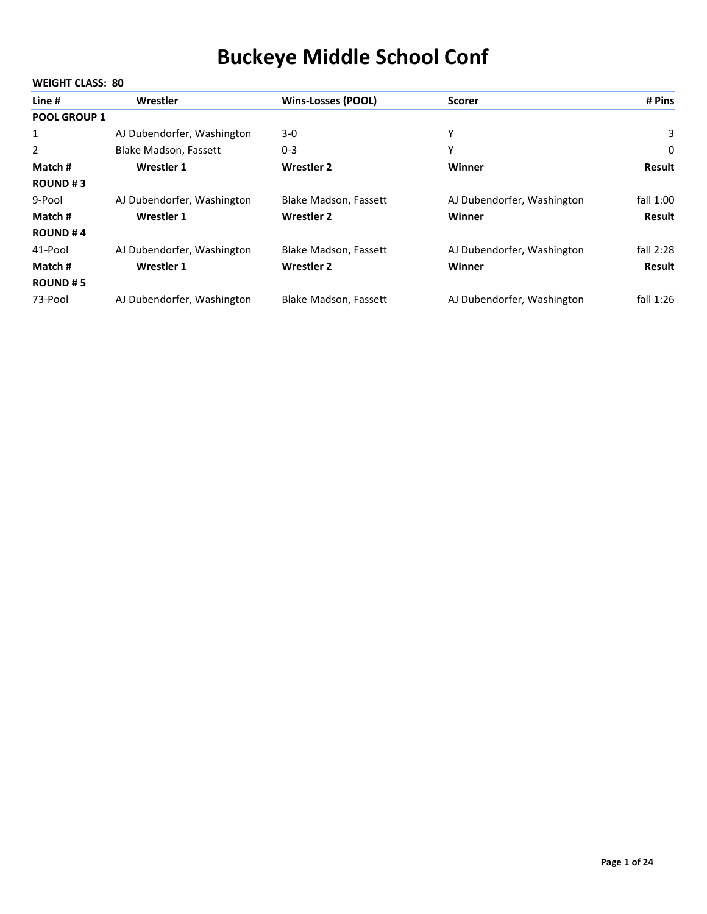# Buckeye Middle School Conf

**WEIGHT CLASS: 80**

| Line # | Wrestler | Wins-Losses (POOL) | Scorer | # Pins |
|---|---|---|---|---|
| **POOL GROUP 1** | | | | |
| 1 | AJ Dubendorfer, Washington | 3-0 | Y | 3 |
| 2 | Blake Madson, Fassett | 0-3 | Y | 0 |

| Match # | Wrestler 1 | Wrestler 2 | Winner | Result |
|---|---|---|---|---|
| **ROUND # 3** | | | | |
| 9-Pool | AJ Dubendorfer, Washington | Blake Madson, Fassett | AJ Dubendorfer, Washington | fall 1:00 |

| Match # | Wrestler 1 | Wrestler 2 | Winner | Result |
|---|---|---|---|---|
| **ROUND # 4** | | | | |
| 41-Pool | AJ Dubendorfer, Washington | Blake Madson, Fassett | AJ Dubendorfer, Washington | fall 2:28 |

| Match # | Wrestler 1 | Wrestler 2 | Winner | Result |
|---|---|---|---|---|
| **ROUND # 5** | | | | |
| 73-Pool | AJ Dubendorfer, Washington | Blake Madson, Fassett | AJ Dubendorfer, Washington | fall 1:26 |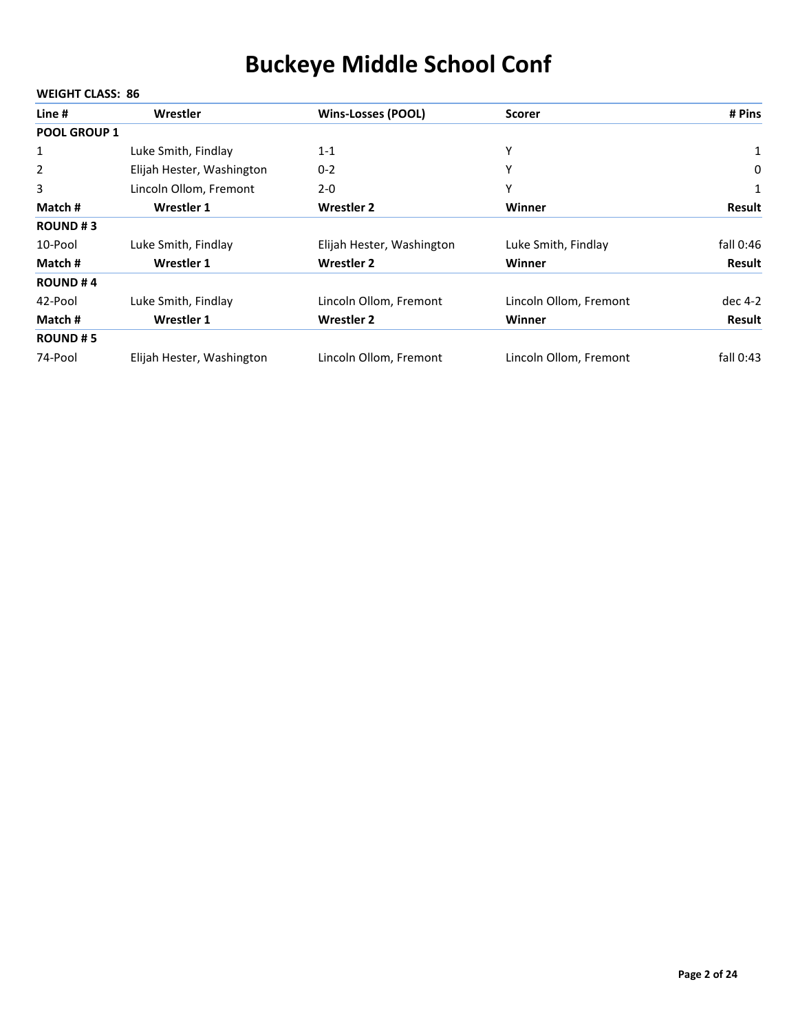# Buckeye Middle School Conf

**WEIGHT CLASS: 86**

| Line # | Wrestler | Wins-Losses (POOL) | Scorer | # Pins |
|---|---|---|---|---|
| **POOL GROUP 1** | | | | |
| 1 | Luke Smith, Findlay | 1-1 | Y | 1 |
| 2 | Elijah Hester, Washington | 0-2 | Y | 0 |
| 3 | Lincoln Ollom, Fremont | 2-0 | Y | 1 |

| Match # | Wrestler 1 | Wrestler 2 | Winner | Result |
|---|---|---|---|---|
| **ROUND # 3** | | | | |
| 10-Pool | Luke Smith, Findlay | Elijah Hester, Washington | Luke Smith, Findlay | fall 0:46 |

| Match # | Wrestler 1 | Wrestler 2 | Winner | Result |
|---|---|---|---|---|
| **ROUND # 4** | | | | |
| 42-Pool | Luke Smith, Findlay | Lincoln Ollom, Fremont | Lincoln Ollom, Fremont | dec 4-2 |

| Match # | Wrestler 1 | Wrestler 2 | Winner | Result |
|---|---|---|---|---|
| **ROUND # 5** | | | | |
| 74-Pool | Elijah Hester, Washington | Lincoln Ollom, Fremont | Lincoln Ollom, Fremont | fall 0:43 |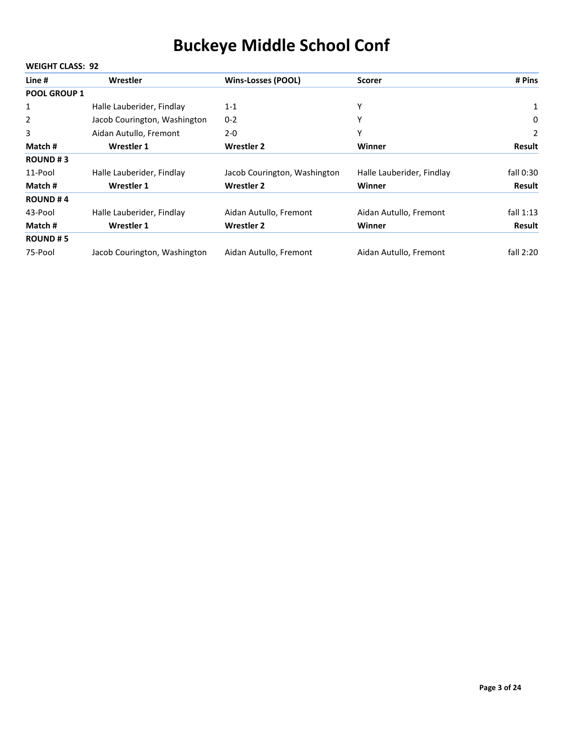# Buckeye Middle School Conf

**WEIGHT CLASS: 92**

| Line # | Wrestler | Wins-Losses (POOL) | Scorer | # Pins |
|---|---|---|---|---|
| **POOL GROUP 1** | | | | |
| 1 | Halle Lauberider, Findlay | 1-1 | Y | 1 |
| 2 | Jacob Courington, Washington | 0-2 | Y | 0 |
| 3 | Aidan Autullo, Fremont | 2-0 | Y | 2 |

| Match # | Wrestler 1 | Wrestler 2 | Winner | Result |
|---|---|---|---|---|
| **ROUND # 3** | | | | |
| 11-Pool | Halle Lauberider, Findlay | Jacob Courington, Washington | Halle Lauberider, Findlay | fall 0:30 |

| Match # | Wrestler 1 | Wrestler 2 | Winner | Result |
|---|---|---|---|---|
| **ROUND # 4** | | | | |
| 43-Pool | Halle Lauberider, Findlay | Aidan Autullo, Fremont | Aidan Autullo, Fremont | fall 1:13 |

| Match # | Wrestler 1 | Wrestler 2 | Winner | Result |
|---|---|---|---|---|
| **ROUND # 5** | | | | |
| 75-Pool | Jacob Courington, Washington | Aidan Autullo, Fremont | Aidan Autullo, Fremont | fall 2:20 |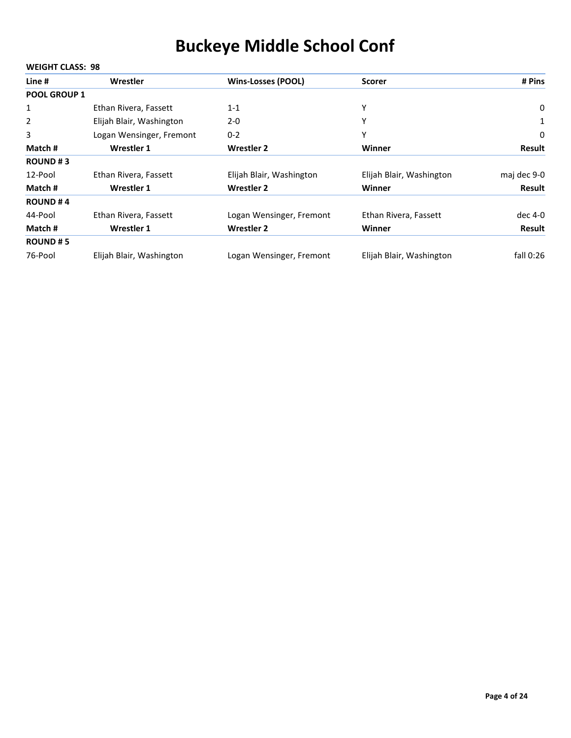# Buckeye Middle School Conf

**WEIGHT CLASS: 98**

| Line # | Wrestler | Wins-Losses (POOL) | Scorer | # Pins |
|---|---|---|---|---|
| **POOL GROUP 1** | | | | |
| 1 | Ethan Rivera, Fassett | 1-1 | Y | 0 |
| 2 | Elijah Blair, Washington | 2-0 | Y | 1 |
| 3 | Logan Wensinger, Fremont | 0-2 | Y | 0 |

| Match # | Wrestler 1 | Wrestler 2 | Winner | Result |
|---|---|---|---|---|
| **ROUND # 3** | | | | |
| 12-Pool | Ethan Rivera, Fassett | Elijah Blair, Washington | Elijah Blair, Washington | maj dec 9-0 |

| Match # | Wrestler 1 | Wrestler 2 | Winner | Result |
|---|---|---|---|---|
| **ROUND # 4** | | | | |
| 44-Pool | Ethan Rivera, Fassett | Logan Wensinger, Fremont | Ethan Rivera, Fassett | dec 4-0 |

| Match # | Wrestler 1 | Wrestler 2 | Winner | Result |
|---|---|---|---|---|
| **ROUND # 5** | | | | |
| 76-Pool | Elijah Blair, Washington | Logan Wensinger, Fremont | Elijah Blair, Washington | fall 0:26 |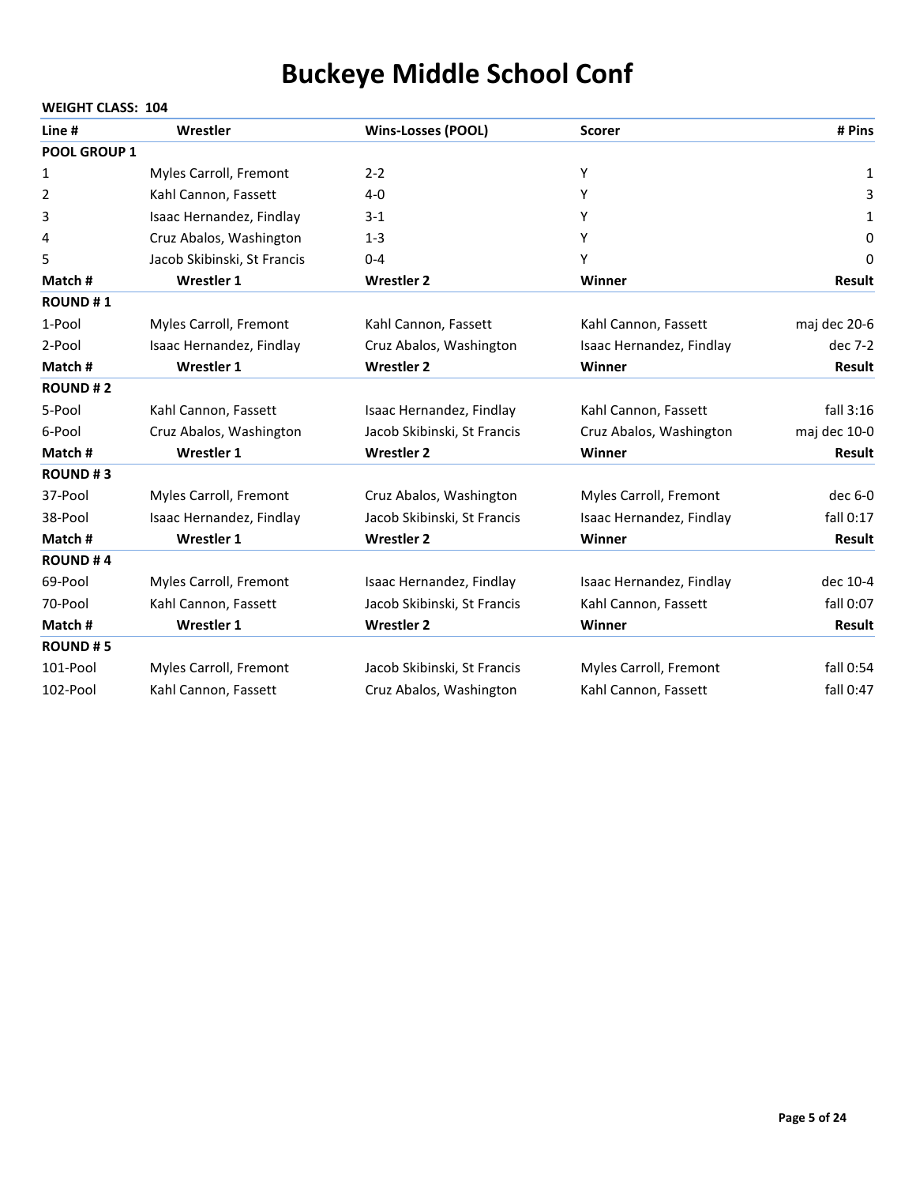# Buckeye Middle School Conf

**WEIGHT CLASS: 104**

| Line # | Wrestler | Wins-Losses (POOL) | Scorer | # Pins |
|---|---|---|---|---|
| **POOL GROUP 1** | | | | |
| 1 | Myles Carroll, Fremont | 2-2 | Y | 1 |
| 2 | Kahl Cannon, Fassett | 4-0 | Y | 3 |
| 3 | Isaac Hernandez, Findlay | 3-1 | Y | 1 |
| 4 | Cruz Abalos, Washington | 1-3 | Y | 0 |
| 5 | Jacob Skibinski, St Francis | 0-4 | Y | 0 |

| Match # | Wrestler 1 | Wrestler 2 | Winner | Result |
|---|---|---|---|---|
| **ROUND # 1** | | | | |
| 1-Pool | Myles Carroll, Fremont | Kahl Cannon, Fassett | Kahl Cannon, Fassett | maj dec 20-6 |
| 2-Pool | Isaac Hernandez, Findlay | Cruz Abalos, Washington | Isaac Hernandez, Findlay | dec 7-2 |

| Match # | Wrestler 1 | Wrestler 2 | Winner | Result |
|---|---|---|---|---|
| **ROUND # 2** | | | | |
| 5-Pool | Kahl Cannon, Fassett | Isaac Hernandez, Findlay | Kahl Cannon, Fassett | fall 3:16 |
| 6-Pool | Cruz Abalos, Washington | Jacob Skibinski, St Francis | Cruz Abalos, Washington | maj dec 10-0 |

| Match # | Wrestler 1 | Wrestler 2 | Winner | Result |
|---|---|---|---|---|
| **ROUND # 3** | | | | |
| 37-Pool | Myles Carroll, Fremont | Cruz Abalos, Washington | Myles Carroll, Fremont | dec 6-0 |
| 38-Pool | Isaac Hernandez, Findlay | Jacob Skibinski, St Francis | Isaac Hernandez, Findlay | fall 0:17 |

| Match # | Wrestler 1 | Wrestler 2 | Winner | Result |
|---|---|---|---|---|
| **ROUND # 4** | | | | |
| 69-Pool | Myles Carroll, Fremont | Isaac Hernandez, Findlay | Isaac Hernandez, Findlay | dec 10-4 |
| 70-Pool | Kahl Cannon, Fassett | Jacob Skibinski, St Francis | Kahl Cannon, Fassett | fall 0:07 |

| Match # | Wrestler 1 | Wrestler 2 | Winner | Result |
|---|---|---|---|---|
| **ROUND # 5** | | | | |
| 101-Pool | Myles Carroll, Fremont | Jacob Skibinski, St Francis | Myles Carroll, Fremont | fall 0:54 |
| 102-Pool | Kahl Cannon, Fassett | Cruz Abalos, Washington | Kahl Cannon, Fassett | fall 0:47 |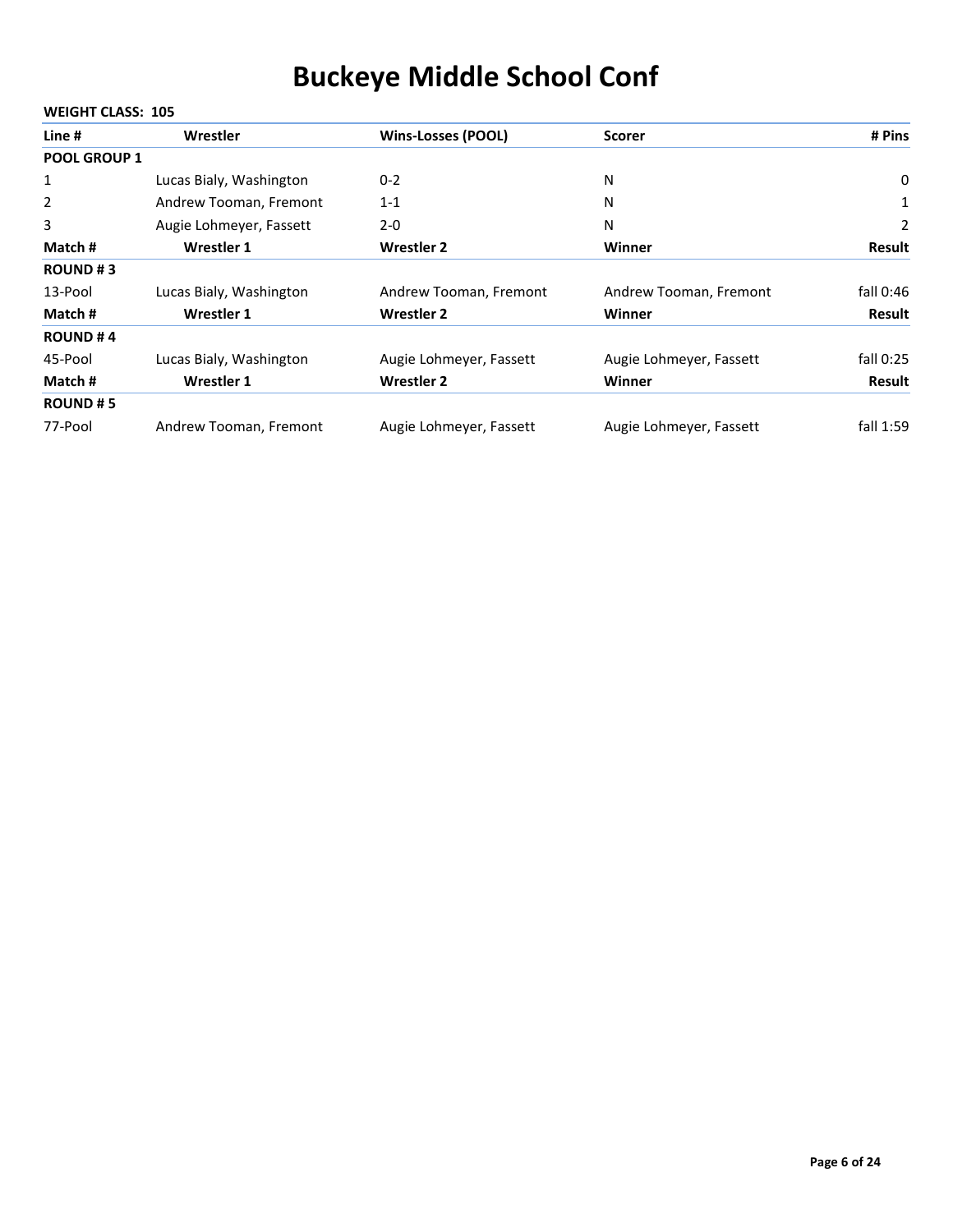# Buckeye Middle School Conf

**WEIGHT CLASS: 105**

| Line # | Wrestler | Wins-Losses (POOL) | Scorer | # Pins |
|---|---|---|---|---|
| **POOL GROUP 1** | | | | |
| 1 | Lucas Bialy, Washington | 0-2 | N | 0 |
| 2 | Andrew Tooman, Fremont | 1-1 | N | 1 |
| 3 | Augie Lohmeyer, Fassett | 2-0 | N | 2 |

| Match # | Wrestler 1 | Wrestler 2 | Winner | Result |
|---|---|---|---|---|
| **ROUND # 3** | | | | |
| 13-Pool | Lucas Bialy, Washington | Andrew Tooman, Fremont | Andrew Tooman, Fremont | fall 0:46 |

| Match # | Wrestler 1 | Wrestler 2 | Winner | Result |
|---|---|---|---|---|
| **ROUND # 4** | | | | |
| 45-Pool | Lucas Bialy, Washington | Augie Lohmeyer, Fassett | Augie Lohmeyer, Fassett | fall 0:25 |

| Match # | Wrestler 1 | Wrestler 2 | Winner | Result |
|---|---|---|---|---|
| **ROUND # 5** | | | | |
| 77-Pool | Andrew Tooman, Fremont | Augie Lohmeyer, Fassett | Augie Lohmeyer, Fassett | fall 1:59 |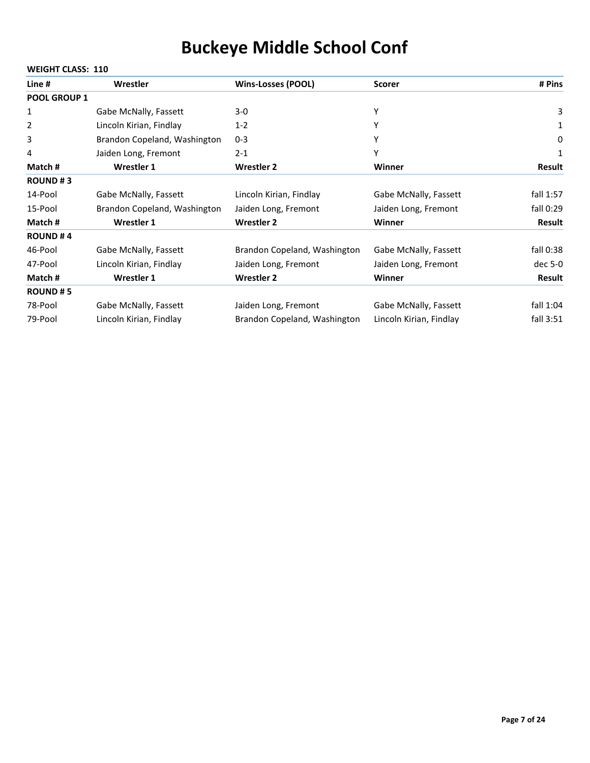# Buckeye Middle School Conf

**WEIGHT CLASS: 110**

| Line # | Wrestler | Wins-Losses (POOL) | Scorer | # Pins |
|---|---|---|---|---|
| **POOL GROUP 1** | | | | |
| 1 | Gabe McNally, Fassett | 3-0 | Y | 3 |
| 2 | Lincoln Kirian, Findlay | 1-2 | Y | 1 |
| 3 | Brandon Copeland, Washington | 0-3 | Y | 0 |
| 4 | Jaiden Long, Fremont | 2-1 | Y | 1 |

| Match # | Wrestler 1 | Wrestler 2 | Winner | Result |
|---|---|---|---|---|
| **ROUND # 3** | | | | |
| 14-Pool | Gabe McNally, Fassett | Lincoln Kirian, Findlay | Gabe McNally, Fassett | fall 1:57 |
| 15-Pool | Brandon Copeland, Washington | Jaiden Long, Fremont | Jaiden Long, Fremont | fall 0:29 |

| Match # | Wrestler 1 | Wrestler 2 | Winner | Result |
|---|---|---|---|---|
| **ROUND # 4** | | | | |
| 46-Pool | Gabe McNally, Fassett | Brandon Copeland, Washington | Gabe McNally, Fassett | fall 0:38 |
| 47-Pool | Lincoln Kirian, Findlay | Jaiden Long, Fremont | Jaiden Long, Fremont | dec 5-0 |

| Match # | Wrestler 1 | Wrestler 2 | Winner | Result |
|---|---|---|---|---|
| **ROUND # 5** | | | | |
| 78-Pool | Gabe McNally, Fassett | Jaiden Long, Fremont | Gabe McNally, Fassett | fall 1:04 |
| 79-Pool | Lincoln Kirian, Findlay | Brandon Copeland, Washington | Lincoln Kirian, Findlay | fall 3:51 |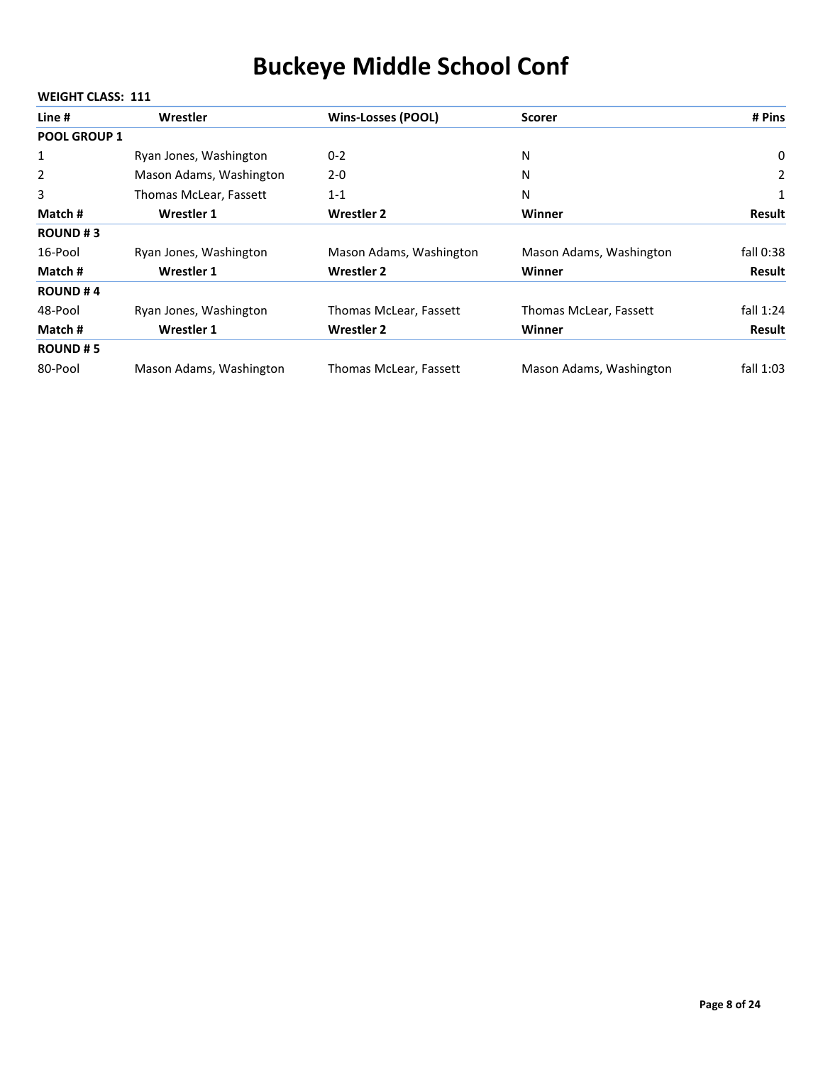# Buckeye Middle School Conf

**WEIGHT CLASS: 111**

| Line # | Wrestler | Wins-Losses (POOL) | Scorer | # Pins |
|---|---|---|---|---|
| **POOL GROUP 1** | | | | |
| 1 | Ryan Jones, Washington | 0-2 | N | 0 |
| 2 | Mason Adams, Washington | 2-0 | N | 2 |
| 3 | Thomas McLear, Fassett | 1-1 | N | 1 |

| Match # | Wrestler 1 | Wrestler 2 | Winner | Result |
|---|---|---|---|---|
| **ROUND # 3** | | | | |
| 16-Pool | Ryan Jones, Washington | Mason Adams, Washington | Mason Adams, Washington | fall 0:38 |

| Match # | Wrestler 1 | Wrestler 2 | Winner | Result |
|---|---|---|---|---|
| **ROUND # 4** | | | | |
| 48-Pool | Ryan Jones, Washington | Thomas McLear, Fassett | Thomas McLear, Fassett | fall 1:24 |

| Match # | Wrestler 1 | Wrestler 2 | Winner | Result |
|---|---|---|---|---|
| **ROUND # 5** | | | | |
| 80-Pool | Mason Adams, Washington | Thomas McLear, Fassett | Mason Adams, Washington | fall 1:03 |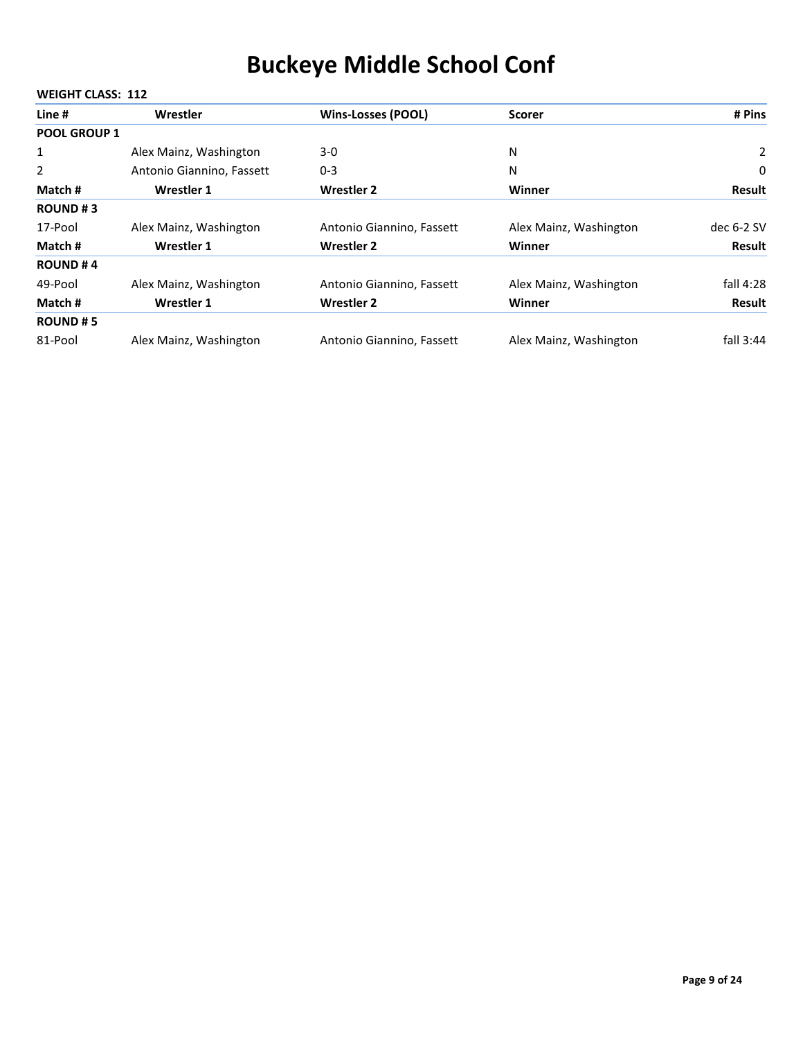# Buckeye Middle School Conf

**WEIGHT CLASS: 112**

| Line # | Wrestler | Wins-Losses (POOL) | Scorer | # Pins |
| --- | --- | --- | --- | --- |
| **POOL GROUP 1** | | | | |
| 1 | Alex Mainz, Washington | 3-0 | N | 2 |
| 2 | Antonio Giannino, Fassett | 0-3 | N | 0 |

| Match # | Wrestler 1 | Wrestler 2 | Winner | Result |
| --- | --- | --- | --- | --- |
| **ROUND # 3** | | | | |
| 17-Pool | Alex Mainz, Washington | Antonio Giannino, Fassett | Alex Mainz, Washington | dec 6-2 SV |

| Match # | Wrestler 1 | Wrestler 2 | Winner | Result |
| --- | --- | --- | --- | --- |
| **ROUND # 4** | | | | |
| 49-Pool | Alex Mainz, Washington | Antonio Giannino, Fassett | Alex Mainz, Washington | fall 4:28 |

| Match # | Wrestler 1 | Wrestler 2 | Winner | Result |
| --- | --- | --- | --- | --- |
| **ROUND # 5** | | | | |
| 81-Pool | Alex Mainz, Washington | Antonio Giannino, Fassett | Alex Mainz, Washington | fall 3:44 |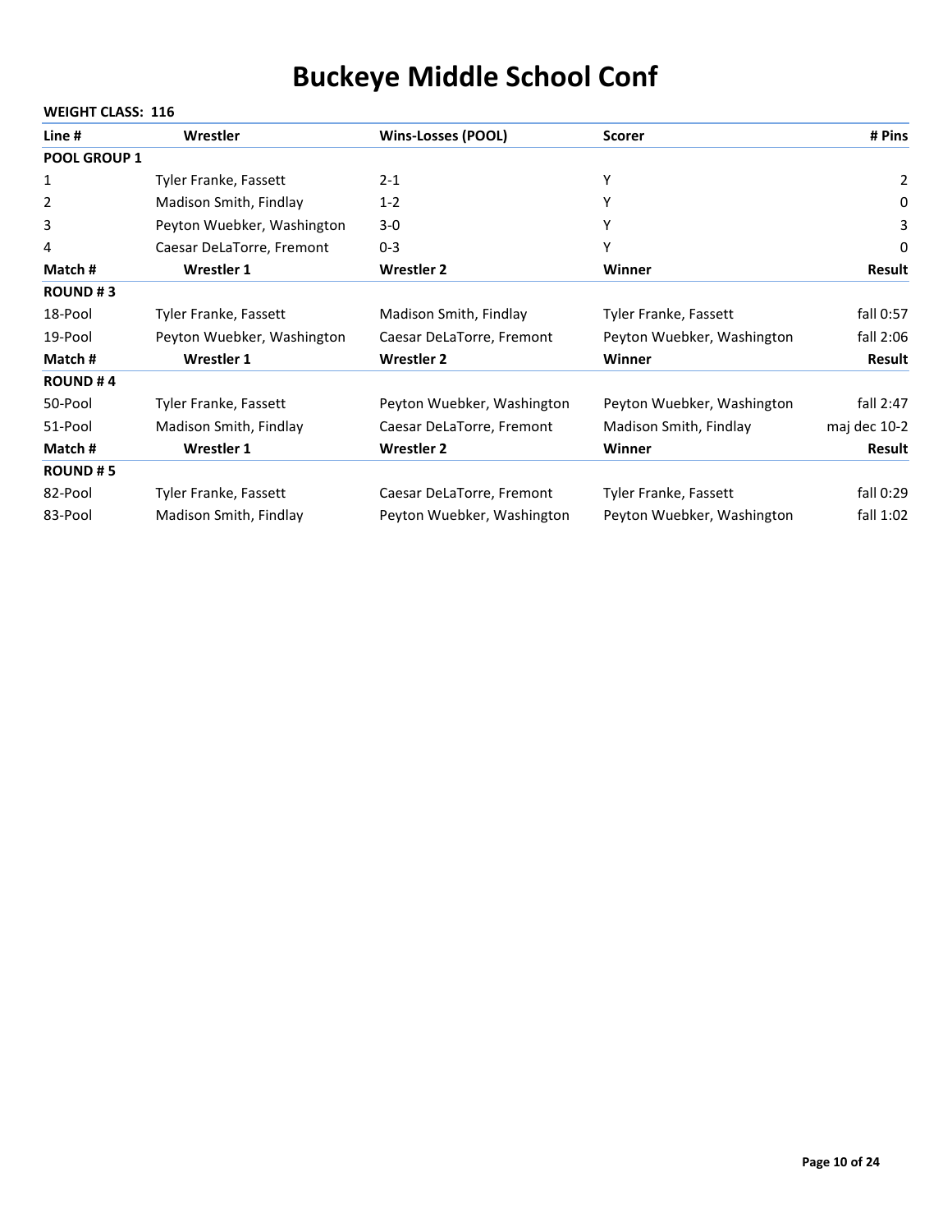# Buckeye Middle School Conf

**WEIGHT CLASS: 116**

| Line # | Wrestler | Wins-Losses (POOL) | Scorer | # Pins |
|---|---|---|---|---|
| **POOL GROUP 1** | | | | |
| 1 | Tyler Franke, Fassett | 2-1 | Y | 2 |
| 2 | Madison Smith, Findlay | 1-2 | Y | 0 |
| 3 | Peyton Wuebker, Washington | 3-0 | Y | 3 |
| 4 | Caesar DeLaTorre, Fremont | 0-3 | Y | 0 |

| Match # | Wrestler 1 | Wrestler 2 | Winner | Result |
|---|---|---|---|---|
| **ROUND # 3** | | | | |
| 18-Pool | Tyler Franke, Fassett | Madison Smith, Findlay | Tyler Franke, Fassett | fall 0:57 |
| 19-Pool | Peyton Wuebker, Washington | Caesar DeLaTorre, Fremont | Peyton Wuebker, Washington | fall 2:06 |

| Match # | Wrestler 1 | Wrestler 2 | Winner | Result |
|---|---|---|---|---|
| **ROUND # 4** | | | | |
| 50-Pool | Tyler Franke, Fassett | Peyton Wuebker, Washington | Peyton Wuebker, Washington | fall 2:47 |
| 51-Pool | Madison Smith, Findlay | Caesar DeLaTorre, Fremont | Madison Smith, Findlay | maj dec 10-2 |

| Match # | Wrestler 1 | Wrestler 2 | Winner | Result |
|---|---|---|---|---|
| **ROUND # 5** | | | | |
| 82-Pool | Tyler Franke, Fassett | Caesar DeLaTorre, Fremont | Tyler Franke, Fassett | fall 0:29 |
| 83-Pool | Madison Smith, Findlay | Peyton Wuebker, Washington | Peyton Wuebker, Washington | fall 1:02 |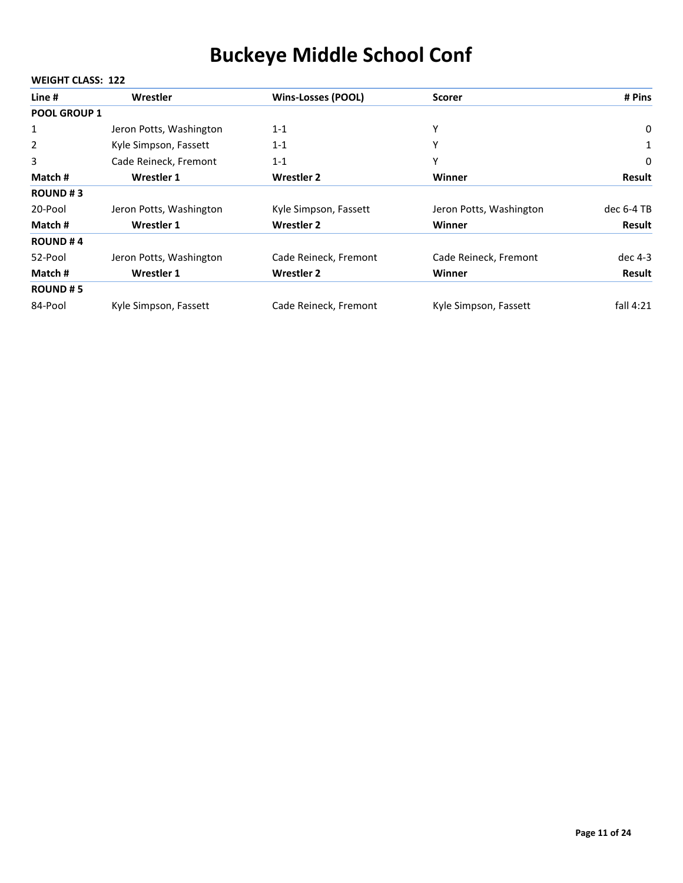# Buckeye Middle School Conf

**WEIGHT CLASS: 122**

| Line # | Wrestler | Wins-Losses (POOL) | Scorer | # Pins |
|---|---|---|---|---|
| **POOL GROUP 1** | | | | |
| 1 | Jeron Potts, Washington | 1-1 | Y | 0 |
| 2 | Kyle Simpson, Fassett | 1-1 | Y | 1 |
| 3 | Cade Reineck, Fremont | 1-1 | Y | 0 |

| Match # | Wrestler 1 | Wrestler 2 | Winner | Result |
|---|---|---|---|---|
| **ROUND # 3** | | | | |
| 20-Pool | Jeron Potts, Washington | Kyle Simpson, Fassett | Jeron Potts, Washington | dec 6-4 TB |

| Match # | Wrestler 1 | Wrestler 2 | Winner | Result |
|---|---|---|---|---|
| **ROUND # 4** | | | | |
| 52-Pool | Jeron Potts, Washington | Cade Reineck, Fremont | Cade Reineck, Fremont | dec 4-3 |

| Match # | Wrestler 1 | Wrestler 2 | Winner | Result |
|---|---|---|---|---|
| **ROUND # 5** | | | | |
| 84-Pool | Kyle Simpson, Fassett | Cade Reineck, Fremont | Kyle Simpson, Fassett | fall 4:21 |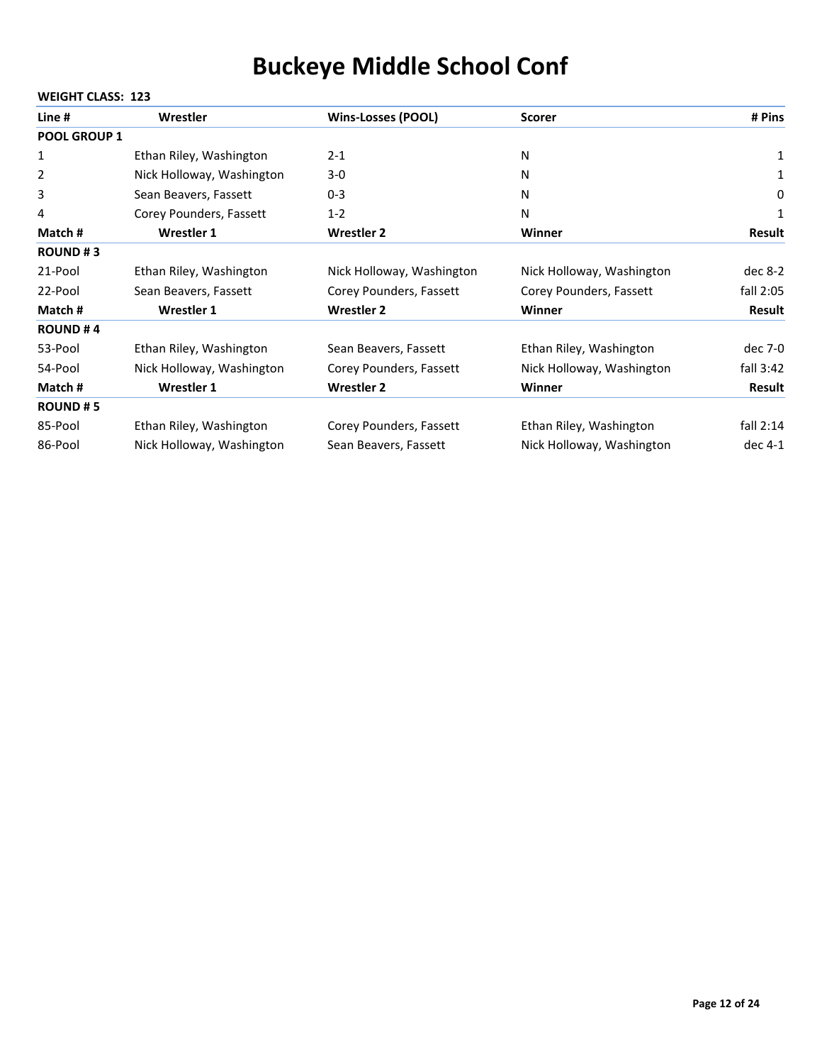# Buckeye Middle School Conf

**WEIGHT CLASS: 123**

| Line # | Wrestler | Wins-Losses (POOL) | Scorer | # Pins |
|---|---|---|---|---|
| **POOL GROUP 1** | | | | |
| 1 | Ethan Riley, Washington | 2-1 | N | 1 |
| 2 | Nick Holloway, Washington | 3-0 | N | 1 |
| 3 | Sean Beavers, Fassett | 0-3 | N | 0 |
| 4 | Corey Pounders, Fassett | 1-2 | N | 1 |

| Match # | Wrestler 1 | Wrestler 2 | Winner | Result |
|---|---|---|---|---|
| **ROUND # 3** | | | | |
| 21-Pool | Ethan Riley, Washington | Nick Holloway, Washington | Nick Holloway, Washington | dec 8-2 |
| 22-Pool | Sean Beavers, Fassett | Corey Pounders, Fassett | Corey Pounders, Fassett | fall 2:05 |

| Match # | Wrestler 1 | Wrestler 2 | Winner | Result |
|---|---|---|---|---|
| **ROUND # 4** | | | | |
| 53-Pool | Ethan Riley, Washington | Sean Beavers, Fassett | Ethan Riley, Washington | dec 7-0 |
| 54-Pool | Nick Holloway, Washington | Corey Pounders, Fassett | Nick Holloway, Washington | fall 3:42 |

| Match # | Wrestler 1 | Wrestler 2 | Winner | Result |
|---|---|---|---|---|
| **ROUND # 5** | | | | |
| 85-Pool | Ethan Riley, Washington | Corey Pounders, Fassett | Ethan Riley, Washington | fall 2:14 |
| 86-Pool | Nick Holloway, Washington | Sean Beavers, Fassett | Nick Holloway, Washington | dec 4-1 |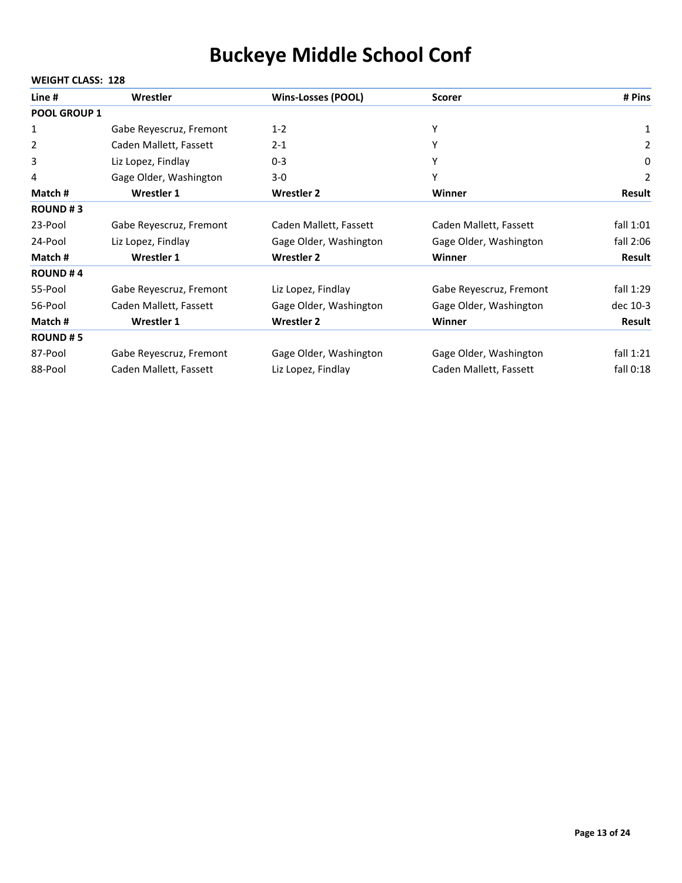# Buckeye Middle School Conf

**WEIGHT CLASS: 128**

| Line # | Wrestler | Wins-Losses (POOL) | Scorer | # Pins |
|---|---|---|---|---|
| **POOL GROUP 1** | | | | |
| 1 | Gabe Reyescruz, Fremont | 1-2 | Y | 1 |
| 2 | Caden Mallett, Fassett | 2-1 | Y | 2 |
| 3 | Liz Lopez, Findlay | 0-3 | Y | 0 |
| 4 | Gage Older, Washington | 3-0 | Y | 2 |

| Match # | Wrestler 1 | Wrestler 2 | Winner | Result |
|---|---|---|---|---|
| **ROUND # 3** | | | | |
| 23-Pool | Gabe Reyescruz, Fremont | Caden Mallett, Fassett | Caden Mallett, Fassett | fall 1:01 |
| 24-Pool | Liz Lopez, Findlay | Gage Older, Washington | Gage Older, Washington | fall 2:06 |

| Match # | Wrestler 1 | Wrestler 2 | Winner | Result |
|---|---|---|---|---|
| **ROUND # 4** | | | | |
| 55-Pool | Gabe Reyescruz, Fremont | Liz Lopez, Findlay | Gabe Reyescruz, Fremont | fall 1:29 |
| 56-Pool | Caden Mallett, Fassett | Gage Older, Washington | Gage Older, Washington | dec 10-3 |

| Match # | Wrestler 1 | Wrestler 2 | Winner | Result |
|---|---|---|---|---|
| **ROUND # 5** | | | | |
| 87-Pool | Gabe Reyescruz, Fremont | Gage Older, Washington | Gage Older, Washington | fall 1:21 |
| 88-Pool | Caden Mallett, Fassett | Liz Lopez, Findlay | Caden Mallett, Fassett | fall 0:18 |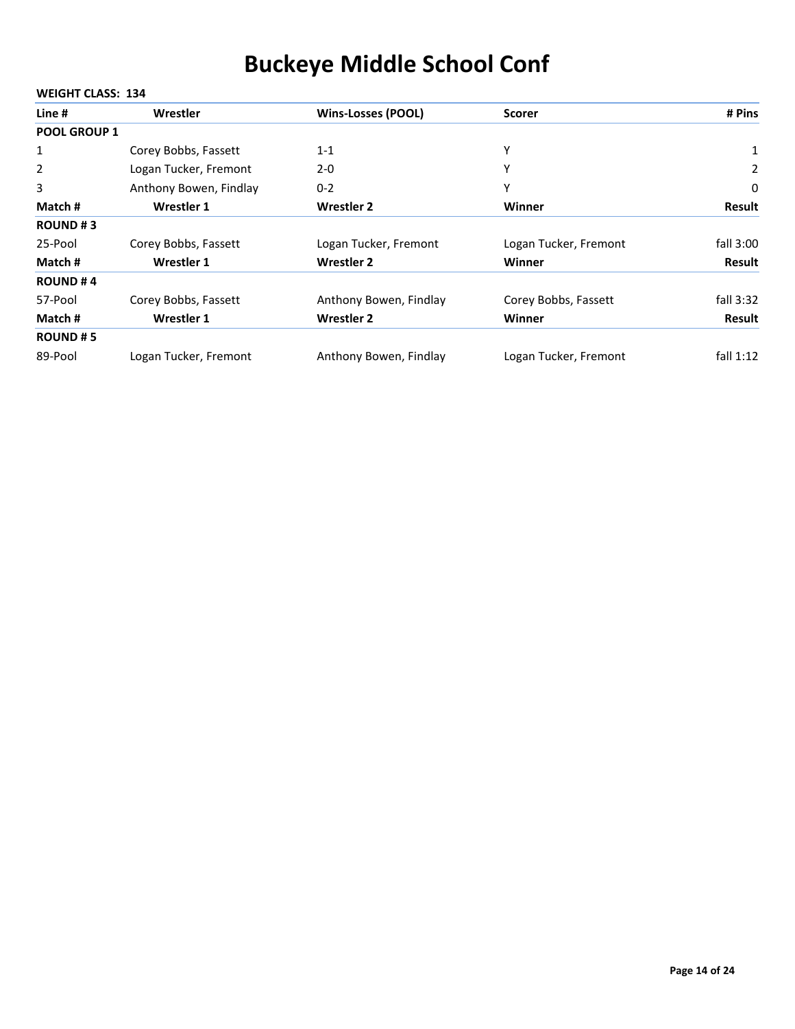# Buckeye Middle School Conf

**WEIGHT CLASS: 134**

| Line # | Wrestler | Wins-Losses (POOL) | Scorer | # Pins |
|---|---|---|---|---|
| **POOL GROUP 1** | | | | |
| 1 | Corey Bobbs, Fassett | 1-1 | Y | 1 |
| 2 | Logan Tucker, Fremont | 2-0 | Y | 2 |
| 3 | Anthony Bowen, Findlay | 0-2 | Y | 0 |

| Match # | Wrestler 1 | Wrestler 2 | Winner | Result |
|---|---|---|---|---|
| **ROUND # 3** | | | | |
| 25-Pool | Corey Bobbs, Fassett | Logan Tucker, Fremont | Logan Tucker, Fremont | fall 3:00 |

| Match # | Wrestler 1 | Wrestler 2 | Winner | Result |
|---|---|---|---|---|
| **ROUND # 4** | | | | |
| 57-Pool | Corey Bobbs, Fassett | Anthony Bowen, Findlay | Corey Bobbs, Fassett | fall 3:32 |

| Match # | Wrestler 1 | Wrestler 2 | Winner | Result |
|---|---|---|---|---|
| **ROUND # 5** | | | | |
| 89-Pool | Logan Tucker, Fremont | Anthony Bowen, Findlay | Logan Tucker, Fremont | fall 1:12 |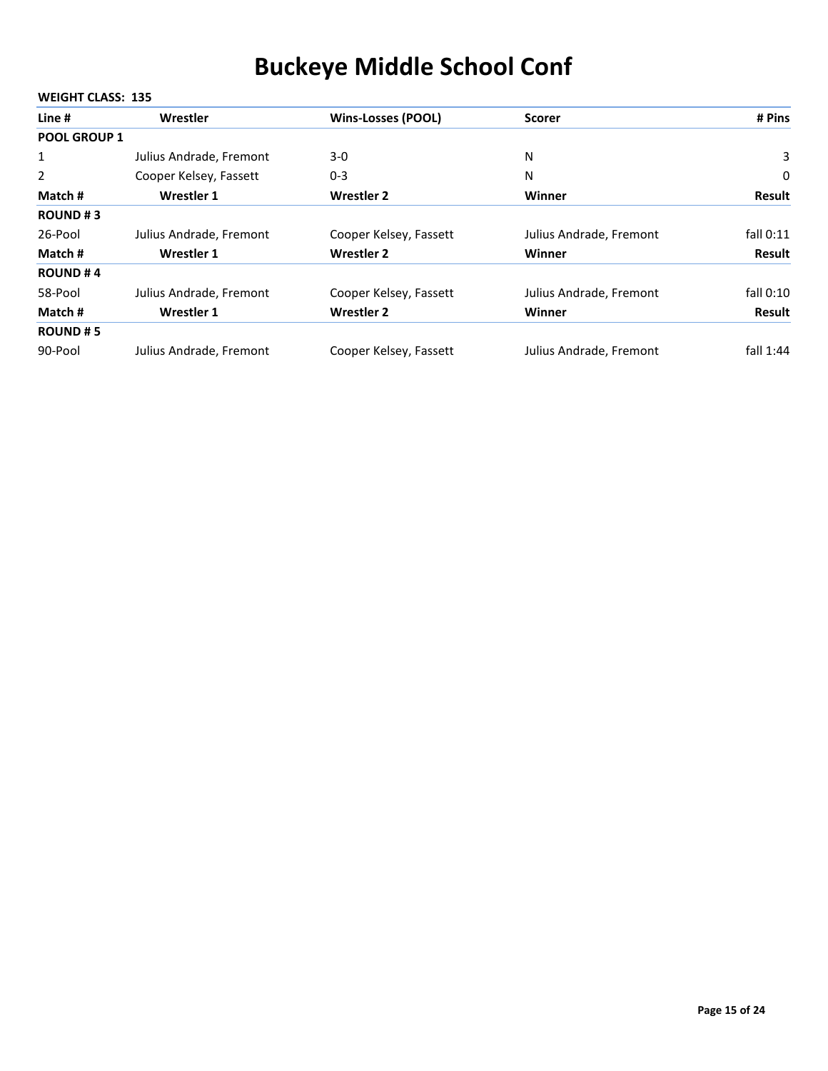# Buckeye Middle School Conf

**WEIGHT CLASS: 135**

| Line # | Wrestler | Wins-Losses (POOL) | Scorer | # Pins |
| --- | --- | --- | --- | --- |
| **POOL GROUP 1** | | | | |
| 1 | Julius Andrade, Fremont | 3-0 | N | 3 |
| 2 | Cooper Kelsey, Fassett | 0-3 | N | 0 |

| Match # | Wrestler 1 | Wrestler 2 | Winner | Result |
| --- | --- | --- | --- | --- |
| **ROUND # 3** | | | | |
| 26-Pool | Julius Andrade, Fremont | Cooper Kelsey, Fassett | Julius Andrade, Fremont | fall 0:11 |

| Match # | Wrestler 1 | Wrestler 2 | Winner | Result |
| --- | --- | --- | --- | --- |
| **ROUND # 4** | | | | |
| 58-Pool | Julius Andrade, Fremont | Cooper Kelsey, Fassett | Julius Andrade, Fremont | fall 0:10 |

| Match # | Wrestler 1 | Wrestler 2 | Winner | Result |
| --- | --- | --- | --- | --- |
| **ROUND # 5** | | | | |
| 90-Pool | Julius Andrade, Fremont | Cooper Kelsey, Fassett | Julius Andrade, Fremont | fall 1:44 |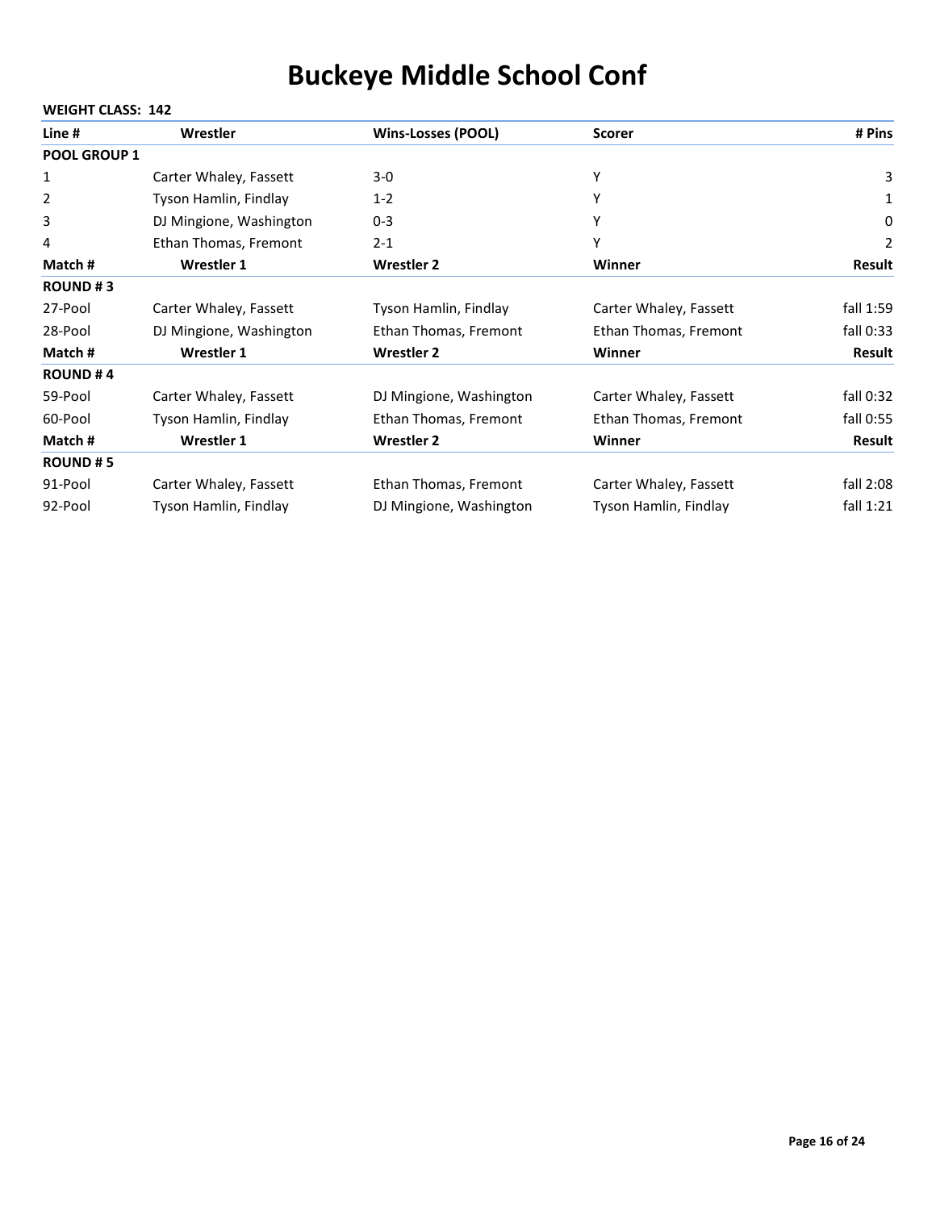# Buckeye Middle School Conf

**WEIGHT CLASS: 142**

| Line # | Wrestler | Wins-Losses (POOL) | Scorer | # Pins |
|---|---|---|---|---|
| **POOL GROUP 1** | | | | |
| 1 | Carter Whaley, Fassett | 3-0 | Y | 3 |
| 2 | Tyson Hamlin, Findlay | 1-2 | Y | 1 |
| 3 | DJ Mingione, Washington | 0-3 | Y | 0 |
| 4 | Ethan Thomas, Fremont | 2-1 | Y | 2 |

| Match # | Wrestler 1 | Wrestler 2 | Winner | Result |
|---|---|---|---|---|
| **ROUND # 3** | | | | |
| 27-Pool | Carter Whaley, Fassett | Tyson Hamlin, Findlay | Carter Whaley, Fassett | fall 1:59 |
| 28-Pool | DJ Mingione, Washington | Ethan Thomas, Fremont | Ethan Thomas, Fremont | fall 0:33 |

| Match # | Wrestler 1 | Wrestler 2 | Winner | Result |
|---|---|---|---|---|
| **ROUND # 4** | | | | |
| 59-Pool | Carter Whaley, Fassett | DJ Mingione, Washington | Carter Whaley, Fassett | fall 0:32 |
| 60-Pool | Tyson Hamlin, Findlay | Ethan Thomas, Fremont | Ethan Thomas, Fremont | fall 0:55 |

| Match # | Wrestler 1 | Wrestler 2 | Winner | Result |
|---|---|---|---|---|
| **ROUND # 5** | | | | |
| 91-Pool | Carter Whaley, Fassett | Ethan Thomas, Fremont | Carter Whaley, Fassett | fall 2:08 |
| 92-Pool | Tyson Hamlin, Findlay | DJ Mingione, Washington | Tyson Hamlin, Findlay | fall 1:21 |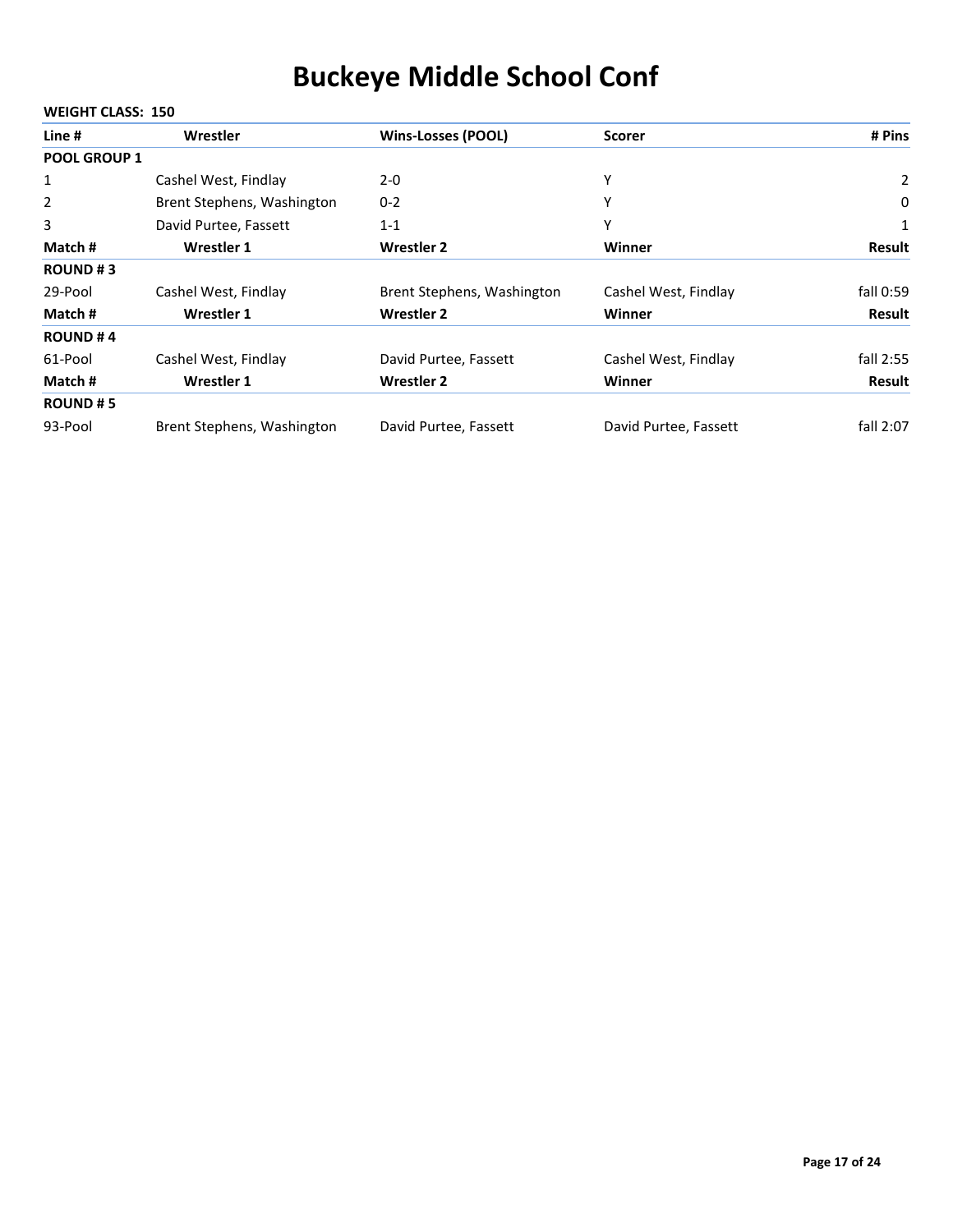# Buckeye Middle School Conf

**WEIGHT CLASS: 150**

| Line # | Wrestler | Wins-Losses (POOL) | Scorer | # Pins |
|---|---|---|---|---|
| **POOL GROUP 1** | | | | |
| 1 | Cashel West, Findlay | 2-0 | Y | 2 |
| 2 | Brent Stephens, Washington | 0-2 | Y | 0 |
| 3 | David Purtee, Fassett | 1-1 | Y | 1 |

| Match # | Wrestler 1 | Wrestler 2 | Winner | Result |
|---|---|---|---|---|
| **ROUND # 3** | | | | |
| 29-Pool | Cashel West, Findlay | Brent Stephens, Washington | Cashel West, Findlay | fall 0:59 |

| Match # | Wrestler 1 | Wrestler 2 | Winner | Result |
|---|---|---|---|---|
| **ROUND # 4** | | | | |
| 61-Pool | Cashel West, Findlay | David Purtee, Fassett | Cashel West, Findlay | fall 2:55 |

| Match # | Wrestler 1 | Wrestler 2 | Winner | Result |
|---|---|---|---|---|
| **ROUND # 5** | | | | |
| 93-Pool | Brent Stephens, Washington | David Purtee, Fassett | David Purtee, Fassett | fall 2:07 |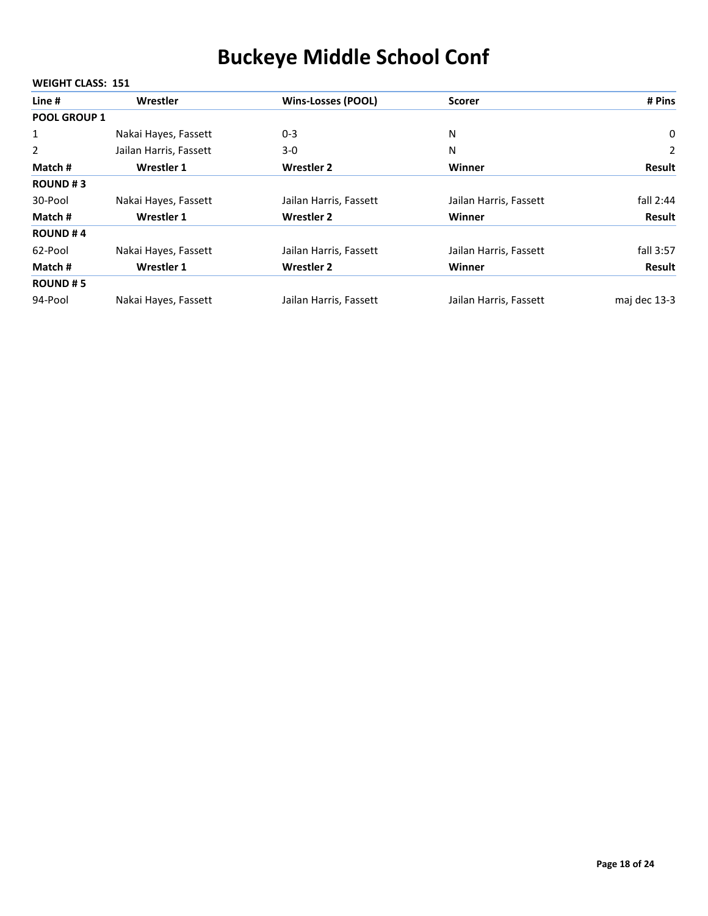# Buckeye Middle School Conf

**WEIGHT CLASS: 151**

| Line # | Wrestler | Wins-Losses (POOL) | Scorer | # Pins |
|---|---|---|---|---|
| **POOL GROUP 1** | | | | |
| 1 | Nakai Hayes, Fassett | 0-3 | N | 0 |
| 2 | Jailan Harris, Fassett | 3-0 | N | 2 |

| Match # | Wrestler 1 | Wrestler 2 | Winner | Result |
|---|---|---|---|---|
| **ROUND # 3** | | | | |
| 30-Pool | Nakai Hayes, Fassett | Jailan Harris, Fassett | Jailan Harris, Fassett | fall 2:44 |

| Match # | Wrestler 1 | Wrestler 2 | Winner | Result |
|---|---|---|---|---|
| **ROUND # 4** | | | | |
| 62-Pool | Nakai Hayes, Fassett | Jailan Harris, Fassett | Jailan Harris, Fassett | fall 3:57 |

| Match # | Wrestler 1 | Wrestler 2 | Winner | Result |
|---|---|---|---|---|
| **ROUND # 5** | | | | |
| 94-Pool | Nakai Hayes, Fassett | Jailan Harris, Fassett | Jailan Harris, Fassett | maj dec 13-3 |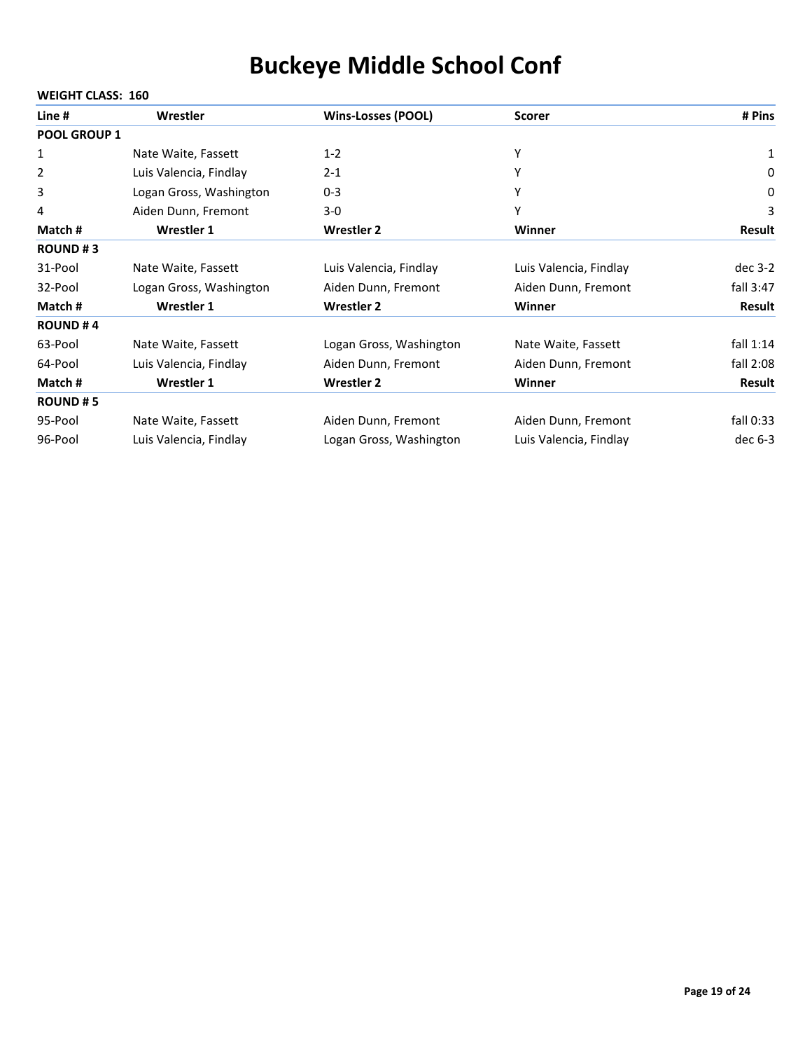# Buckeye Middle School Conf

**WEIGHT CLASS: 160**

| Line # | Wrestler | Wins-Losses (POOL) | Scorer | # Pins |
|---|---|---|---|---|
| **POOL GROUP 1** | | | | |
| 1 | Nate Waite, Fassett | 1-2 | Y | 1 |
| 2 | Luis Valencia, Findlay | 2-1 | Y | 0 |
| 3 | Logan Gross, Washington | 0-3 | Y | 0 |
| 4 | Aiden Dunn, Fremont | 3-0 | Y | 3 |

| Match # | Wrestler 1 | Wrestler 2 | Winner | Result |
|---|---|---|---|---|
| **ROUND # 3** | | | | |
| 31-Pool | Nate Waite, Fassett | Luis Valencia, Findlay | Luis Valencia, Findlay | dec 3-2 |
| 32-Pool | Logan Gross, Washington | Aiden Dunn, Fremont | Aiden Dunn, Fremont | fall 3:47 |

| Match # | Wrestler 1 | Wrestler 2 | Winner | Result |
|---|---|---|---|---|
| **ROUND # 4** | | | | |
| 63-Pool | Nate Waite, Fassett | Logan Gross, Washington | Nate Waite, Fassett | fall 1:14 |
| 64-Pool | Luis Valencia, Findlay | Aiden Dunn, Fremont | Aiden Dunn, Fremont | fall 2:08 |

| Match # | Wrestler 1 | Wrestler 2 | Winner | Result |
|---|---|---|---|---|
| **ROUND # 5** | | | | |
| 95-Pool | Nate Waite, Fassett | Aiden Dunn, Fremont | Aiden Dunn, Fremont | fall 0:33 |
| 96-Pool | Luis Valencia, Findlay | Logan Gross, Washington | Luis Valencia, Findlay | dec 6-3 |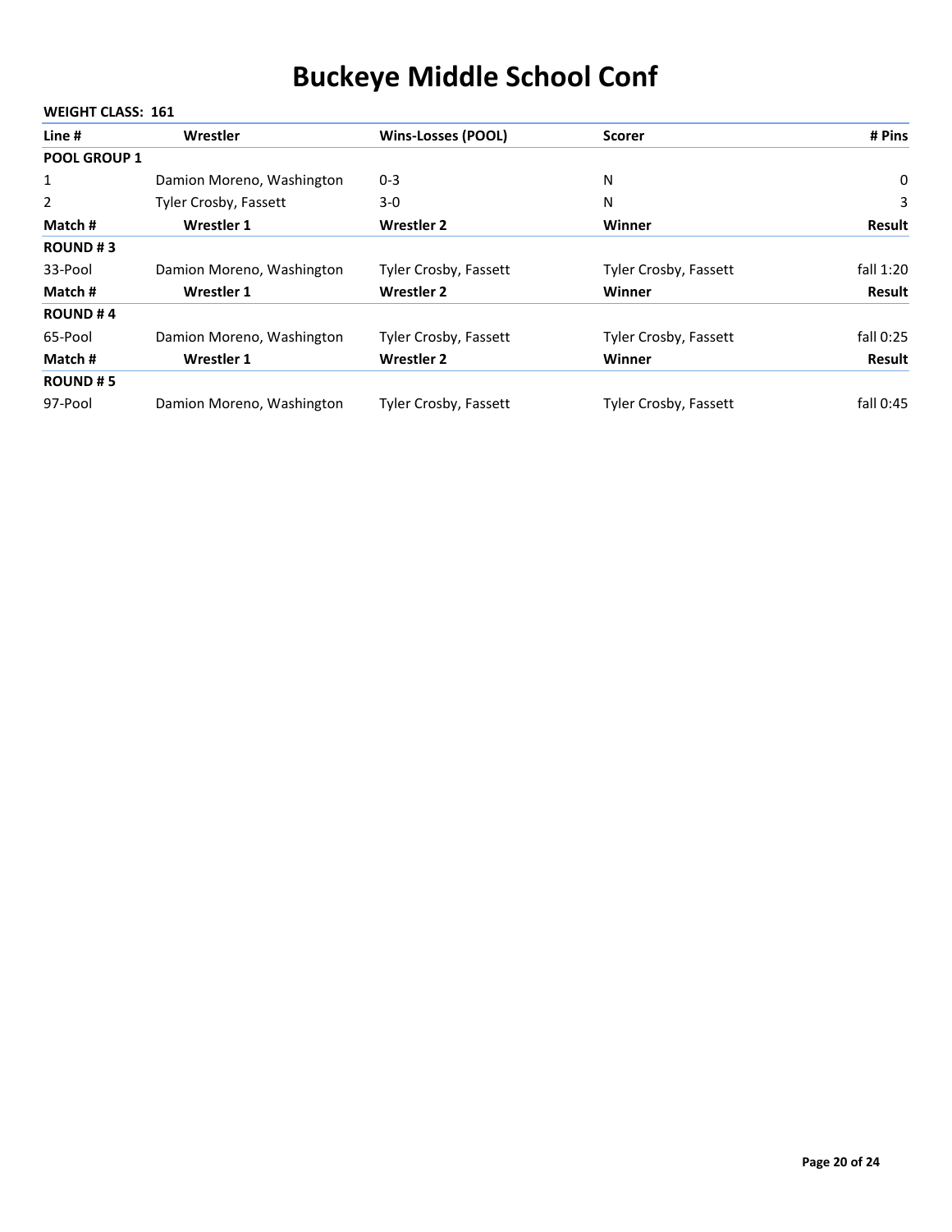# Buckeye Middle School Conf

**WEIGHT CLASS: 161**

| Line # | Wrestler | Wins-Losses (POOL) | Scorer | # Pins |
|---|---|---|---|---|
| **POOL GROUP 1** | | | | |
| 1 | Damion Moreno, Washington | 0-3 | N | 0 |
| 2 | Tyler Crosby, Fassett | 3-0 | N | 3 |

| Match # | Wrestler 1 | Wrestler 2 | Winner | Result |
|---|---|---|---|---|
| **ROUND # 3** | | | | |
| 33-Pool | Damion Moreno, Washington | Tyler Crosby, Fassett | Tyler Crosby, Fassett | fall 1:20 |

| Match # | Wrestler 1 | Wrestler 2 | Winner | Result |
|---|---|---|---|---|
| **ROUND # 4** | | | | |
| 65-Pool | Damion Moreno, Washington | Tyler Crosby, Fassett | Tyler Crosby, Fassett | fall 0:25 |

| Match # | Wrestler 1 | Wrestler 2 | Winner | Result |
|---|---|---|---|---|
| **ROUND # 5** | | | | |
| 97-Pool | Damion Moreno, Washington | Tyler Crosby, Fassett | Tyler Crosby, Fassett | fall 0:45 |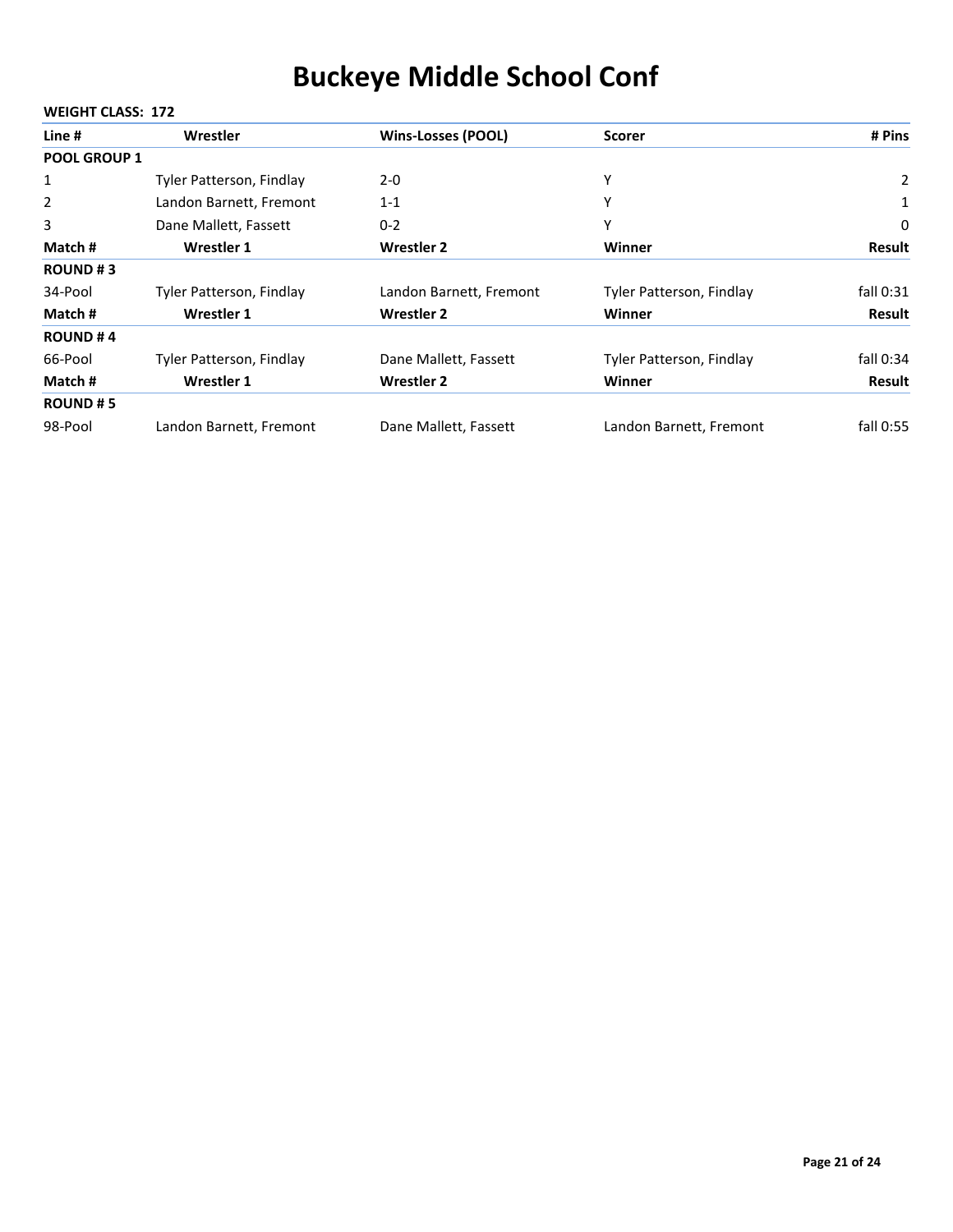# Buckeye Middle School Conf

**WEIGHT CLASS: 172**

| Line # | Wrestler | Wins-Losses (POOL) | Scorer | # Pins |
|---|---|---|---|---|
| **POOL GROUP 1** | | | | |
| 1 | Tyler Patterson, Findlay | 2-0 | Y | 2 |
| 2 | Landon Barnett, Fremont | 1-1 | Y | 1 |
| 3 | Dane Mallett, Fassett | 0-2 | Y | 0 |

| Match # | Wrestler 1 | Wrestler 2 | Winner | Result |
|---|---|---|---|---|
| **ROUND # 3** | | | | |
| 34-Pool | Tyler Patterson, Findlay | Landon Barnett, Fremont | Tyler Patterson, Findlay | fall 0:31 |

| Match # | Wrestler 1 | Wrestler 2 | Winner | Result |
|---|---|---|---|---|
| **ROUND # 4** | | | | |
| 66-Pool | Tyler Patterson, Findlay | Dane Mallett, Fassett | Tyler Patterson, Findlay | fall 0:34 |

| Match # | Wrestler 1 | Wrestler 2 | Winner | Result |
|---|---|---|---|---|
| **ROUND # 5** | | | | |
| 98-Pool | Landon Barnett, Fremont | Dane Mallett, Fassett | Landon Barnett, Fremont | fall 0:55 |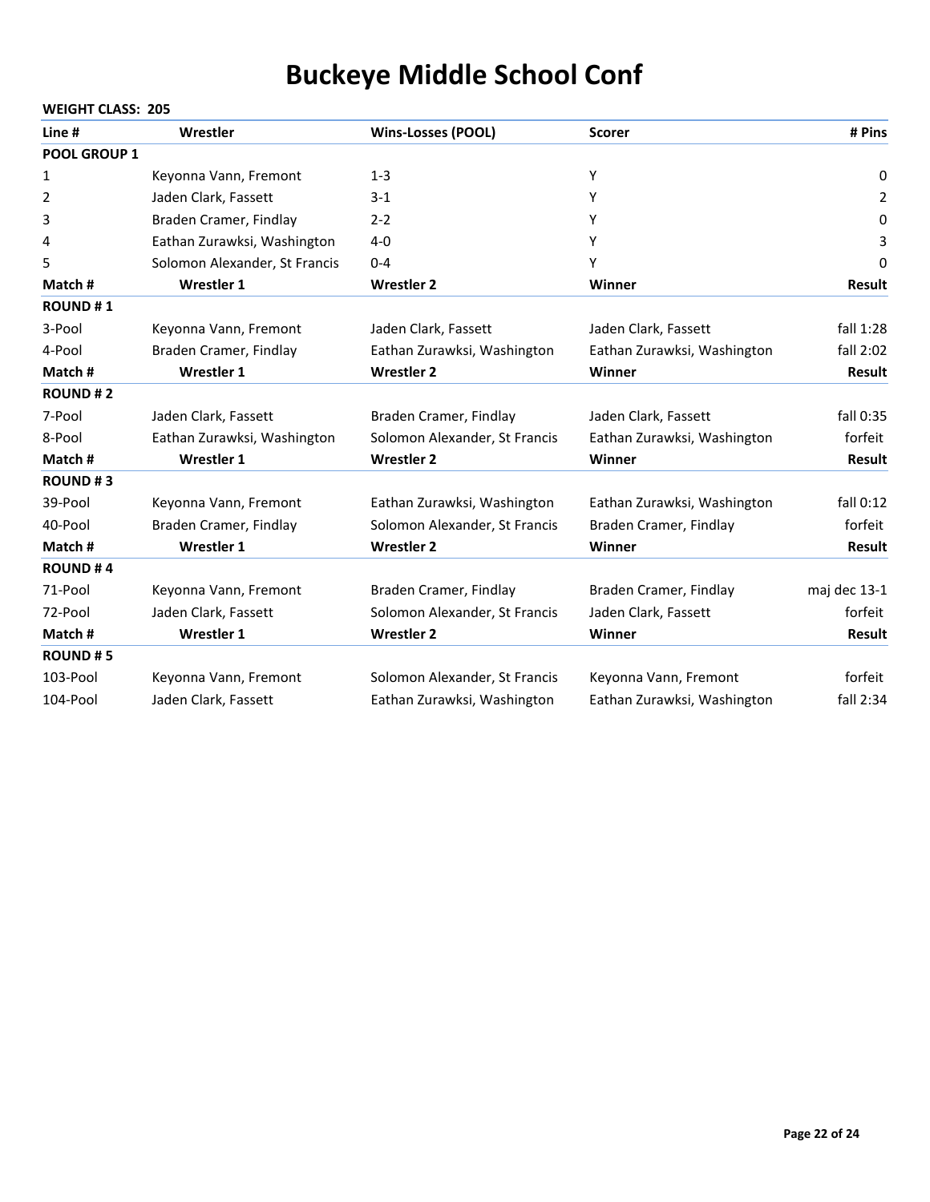# Buckeye Middle School Conf

**WEIGHT CLASS: 205**

| Line # | Wrestler | Wins-Losses (POOL) | Scorer | # Pins |
|---|---|---|---|---|
| **POOL GROUP 1** | | | | |
| 1 | Keyonna Vann, Fremont | 1-3 | Y | 0 |
| 2 | Jaden Clark, Fassett | 3-1 | Y | 2 |
| 3 | Braden Cramer, Findlay | 2-2 | Y | 0 |
| 4 | Eathan Zurawksi, Washington | 4-0 | Y | 3 |
| 5 | Solomon Alexander, St Francis | 0-4 | Y | 0 |

| Match # | Wrestler 1 | Wrestler 2 | Winner | Result |
|---|---|---|---|---|
| **ROUND # 1** | | | | |
| 3-Pool | Keyonna Vann, Fremont | Jaden Clark, Fassett | Jaden Clark, Fassett | fall 1:28 |
| 4-Pool | Braden Cramer, Findlay | Eathan Zurawksi, Washington | Eathan Zurawksi, Washington | fall 2:02 |

| Match # | Wrestler 1 | Wrestler 2 | Winner | Result |
|---|---|---|---|---|
| **ROUND # 2** | | | | |
| 7-Pool | Jaden Clark, Fassett | Braden Cramer, Findlay | Jaden Clark, Fassett | fall 0:35 |
| 8-Pool | Eathan Zurawksi, Washington | Solomon Alexander, St Francis | Eathan Zurawksi, Washington | forfeit |

| Match # | Wrestler 1 | Wrestler 2 | Winner | Result |
|---|---|---|---|---|
| **ROUND # 3** | | | | |
| 39-Pool | Keyonna Vann, Fremont | Eathan Zurawksi, Washington | Eathan Zurawksi, Washington | fall 0:12 |
| 40-Pool | Braden Cramer, Findlay | Solomon Alexander, St Francis | Braden Cramer, Findlay | forfeit |

| Match # | Wrestler 1 | Wrestler 2 | Winner | Result |
|---|---|---|---|---|
| **ROUND # 4** | | | | |
| 71-Pool | Keyonna Vann, Fremont | Braden Cramer, Findlay | Braden Cramer, Findlay | maj dec 13-1 |
| 72-Pool | Jaden Clark, Fassett | Solomon Alexander, St Francis | Jaden Clark, Fassett | forfeit |

| Match # | Wrestler 1 | Wrestler 2 | Winner | Result |
|---|---|---|---|---|
| **ROUND # 5** | | | | |
| 103-Pool | Keyonna Vann, Fremont | Solomon Alexander, St Francis | Keyonna Vann, Fremont | forfeit |
| 104-Pool | Jaden Clark, Fassett | Eathan Zurawksi, Washington | Eathan Zurawksi, Washington | fall 2:34 |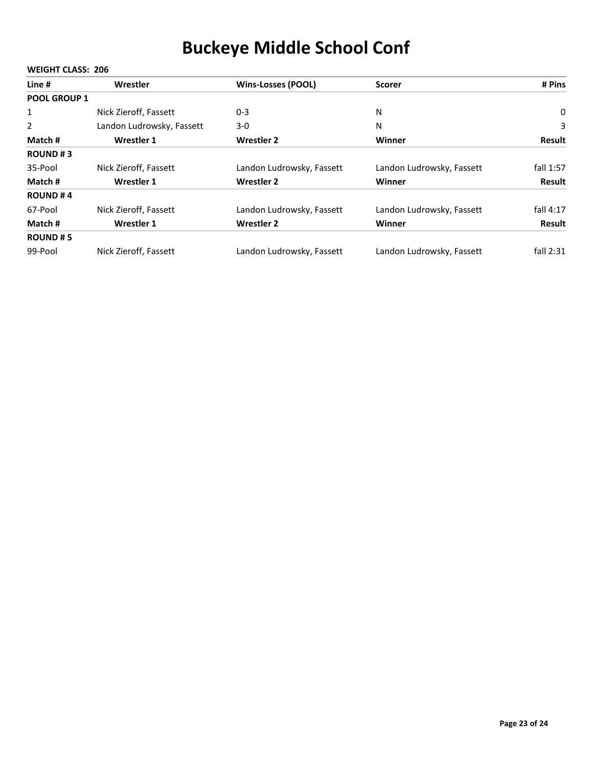# Buckeye Middle School Conf

**WEIGHT CLASS: 206**

| Line # | Wrestler | Wins-Losses (POOL) | Scorer | # Pins |
|---|---|---|---|---|
| **POOL GROUP 1** | | | | |
| 1 | Nick Zieroff, Fassett | 0-3 | N | 0 |
| 2 | Landon Ludrowsky, Fassett | 3-0 | N | 3 |

| Match # | Wrestler 1 | Wrestler 2 | Winner | Result |
|---|---|---|---|---|
| **ROUND # 3** | | | | |
| 35-Pool | Nick Zieroff, Fassett | Landon Ludrowsky, Fassett | Landon Ludrowsky, Fassett | fall 1:57 |

| Match # | Wrestler 1 | Wrestler 2 | Winner | Result |
|---|---|---|---|---|
| **ROUND # 4** | | | | |
| 67-Pool | Nick Zieroff, Fassett | Landon Ludrowsky, Fassett | Landon Ludrowsky, Fassett | fall 4:17 |

| Match # | Wrestler 1 | Wrestler 2 | Winner | Result |
|---|---|---|---|---|
| **ROUND # 5** | | | | |
| 99-Pool | Nick Zieroff, Fassett | Landon Ludrowsky, Fassett | Landon Ludrowsky, Fassett | fall 2:31 |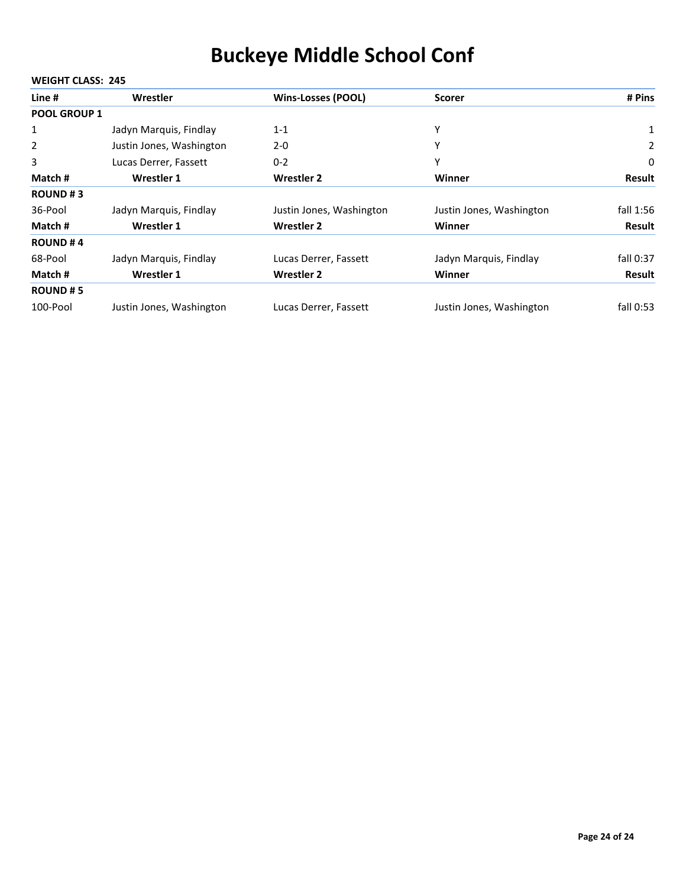# Buckeye Middle School Conf

**WEIGHT CLASS: 245**

| Line # | Wrestler | Wins-Losses (POOL) | Scorer | # Pins |
|---|---|---|---|---|
| **POOL GROUP 1** | | | | |
| 1 | Jadyn Marquis, Findlay | 1-1 | Y | 1 |
| 2 | Justin Jones, Washington | 2-0 | Y | 2 |
| 3 | Lucas Derrer, Fassett | 0-2 | Y | 0 |

| Match # | Wrestler 1 | Wrestler 2 | Winner | Result |
|---|---|---|---|---|
| **ROUND # 3** | | | | |
| 36-Pool | Jadyn Marquis, Findlay | Justin Jones, Washington | Justin Jones, Washington | fall 1:56 |

| Match # | Wrestler 1 | Wrestler 2 | Winner | Result |
|---|---|---|---|---|
| **ROUND # 4** | | | | |
| 68-Pool | Jadyn Marquis, Findlay | Lucas Derrer, Fassett | Jadyn Marquis, Findlay | fall 0:37 |

| Match # | Wrestler 1 | Wrestler 2 | Winner | Result |
|---|---|---|---|---|
| **ROUND # 5** | | | | |
| 100-Pool | Justin Jones, Washington | Lucas Derrer, Fassett | Justin Jones, Washington | fall 0:53 |